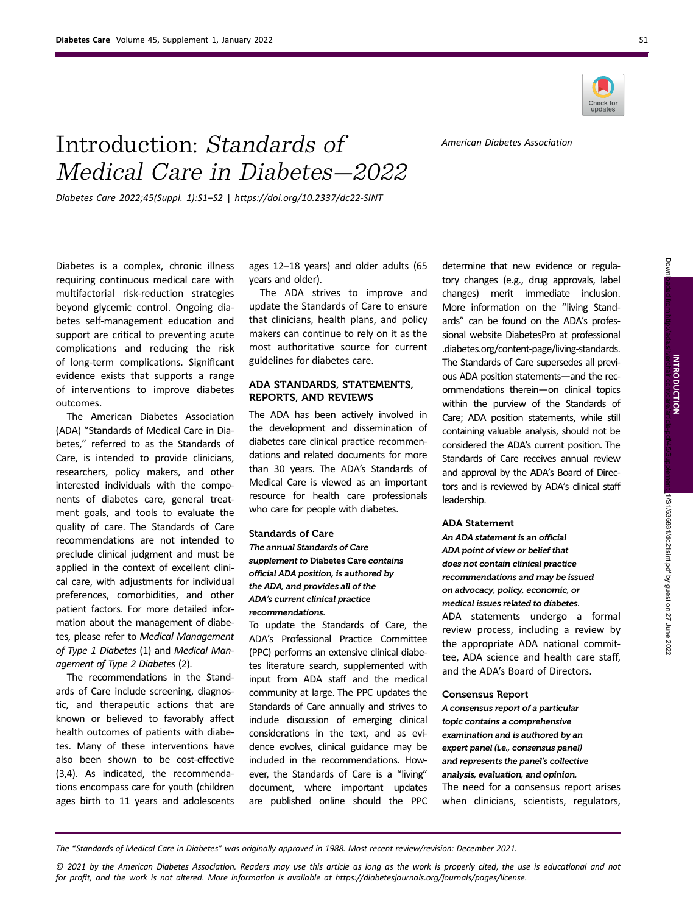# Introduction: *Standards of Medical Care in Diabetes—2022*

*American Diabetes Association*

*Diabetes Care 2022;45(Suppl. 1):S1–S2 | https://doi.org/10.2337/dc22-SINT*

Diabetes is a complex, chronic illness requiring continuous medical care with multifactorial risk-reduction strategies beyond glycemic control. Ongoing diabetes self-management education and support are critical to preventing acute complications and reducing the risk of long-term complications. Significant evidence exists that supports a range of interventions to improve diabetes outcomes.

The American Diabetes Association (ADA) "Standards of Medical Care in Diabetes," referred to as the Standards of Care, is intended to provide clinicians, researchers, policy makers, and other interested individuals with the components of diabetes care, general treatment goals, and tools to evaluate the quality of care. The Standards of Care recommendations are not intended to preclude clinical judgment and must be applied in the context of excellent clinical care, with adjustments for individual preferences, comorbidities, and other patient factors. For more detailed information about the management of diabetes, please refer to *Medical Management of Type 1 Diabetes* (1) and *Medical Management of Type 2 Diabetes* (2).

The recommendations in the Standards of Care include screening, diagnostic, and therapeutic actions that are known or believed to favorably affect health outcomes of patients with diabetes. Many of these interventions have also been shown to be cost-effective (3,4). As indicated, the recommendations encompass care for youth (children ages birth to 11 years and adolescents ages 12–18 years) and older adults (65 years and older).

The ADA strives to improve and update the Standards of Care to ensure that clinicians, health plans, and policy makers can continue to rely on it as the most authoritative source for current guidelines for diabetes care.

## ADA STANDARDS, STATEMENTS, REPORTS, AND REVIEWS

The ADA has been actively involved in the development and dissemination of diabetes care clinical practice recommendations and related documents for more than 30 years. The ADA's Standards of Medical Care is viewed as an important resource for health care professionals who care for people with diabetes.

### Standards of Care

***The annual Standards of Care supplement to* Diabetes Care *contains official ADA position, is authored by the ADA, and provides all of the ADA's current clinical practice recommendations.***

To update the Standards of Care, the ADA's Professional Practice Committee (PPC) performs an extensive clinical diabetes literature search, supplemented with input from ADA staff and the medical community at large. The PPC updates the Standards of Care annually and strives to include discussion of emerging clinical considerations in the text, and as evidence evolves, clinical guidance may be included in the recommendations. However, the Standards of Care is a "living" document, where important updates are published online should the PPC determine that new evidence or regulatory changes (e.g., drug approvals, label changes) merit immediate inclusion. More information on the "living Standards" can be found on the ADA's professional website DiabetesPro at professional.diabetes.org/content-page/living-standards. The Standards of Care supersedes all previous ADA position statements—and the recommendations therein—on clinical topics within the purview of the Standards of Care; ADA position statements, while still containing valuable analysis, should not be considered the ADA's current position. The Standards of Care receives annual review and approval by the ADA's Board of Directors and is reviewed by ADA's clinical staff leadership.

### ADA Statement

***An ADA statement is an official ADA point of view or belief that does not contain clinical practice recommendations and may be issued on advocacy, policy, economic, or medical issues related to diabetes.***

ADA statements undergo a formal review process, including a review by the appropriate ADA national committee, ADA science and health care staff, and the ADA's Board of Directors.

### Consensus Report

***A consensus report of a particular topic contains a comprehensive examination and is authored by an expert panel (i.e., consensus panel) and represents the panel's collective analysis, evaluation, and opinion.***

The need for a consensus report arises when clinicians, scientists, regulators,

*The "Standards of Medical Care in Diabetes" was originally approved in 1988. Most recent review/revision: December 2021.*

*© 2021 by the American Diabetes Association. Readers may use this article as long as the work is properly cited, the use is educational and not for profit, and the work is not altered. More information is available at https://diabetesjournals.org/journals/pages/license.*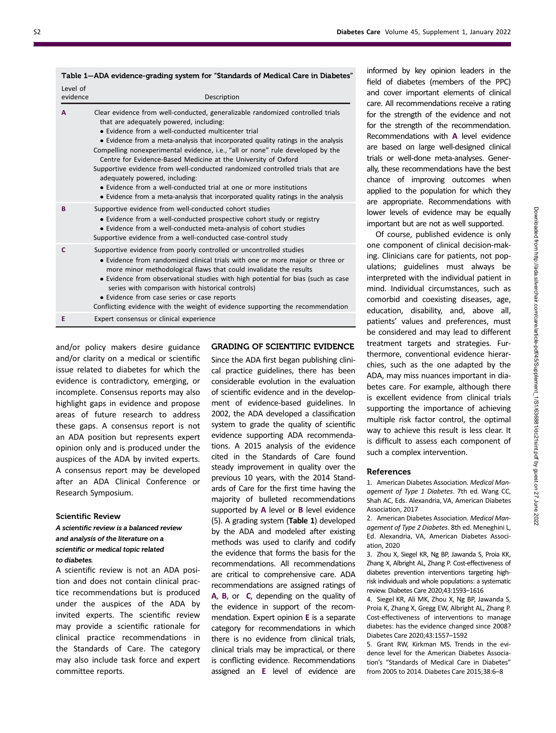Table 1—ADA evidence-grading system for "Standards of Medical Care in Diabetes"

| Level of evidence | Description |
|---|---|
| A | Clear evidence from well-conducted, generalizable randomized controlled trials that are adequately powered, including:<br>• Evidence from a well-conducted multicenter trial<br>• Evidence from a meta-analysis that incorporated quality ratings in the analysis<br>Compelling nonexperimental evidence, i.e., "all or none" rule developed by the Centre for Evidence-Based Medicine at the University of Oxford<br>Supportive evidence from well-conducted randomized controlled trials that are adequately powered, including:<br>• Evidence from a well-conducted trial at one or more institutions<br>• Evidence from a meta-analysis that incorporated quality ratings in the analysis |
| B | Supportive evidence from well-conducted cohort studies<br>• Evidence from a well-conducted prospective cohort study or registry<br>• Evidence from a well-conducted meta-analysis of cohort studies<br>Supportive evidence from a well-conducted case-control study |
| C | Supportive evidence from poorly controlled or uncontrolled studies<br>• Evidence from randomized clinical trials with one or more major or three or more minor methodological flaws that could invalidate the results<br>• Evidence from observational studies with high potential for bias (such as case series with comparison with historical controls)<br>• Evidence from case series or case reports<br>Conflicting evidence with the weight of evidence supporting the recommendation |
| E | Expert consensus or clinical experience |

and/or policy makers desire guidance and/or clarity on a medical or scientific issue related to diabetes for which the evidence is contradictory, emerging, or incomplete. Consensus reports may also highlight gaps in evidence and propose areas of future research to address these gaps. A consensus report is not an ADA position but represents expert opinion only and is produced under the auspices of the ADA by invited experts. A consensus report may be developed after an ADA Clinical Conference or Research Symposium.

### Scientific Review

***A scientific review is a balanced review and analysis of the literature on a scientific or medical topic related to diabetes.***

A scientific review is not an ADA position and does not contain clinical practice recommendations but is produced under the auspices of the ADA by invited experts. The scientific review may provide a scientific rationale for clinical practice recommendations in the Standards of Care. The category may also include task force and expert committee reports.

## GRADING OF SCIENTIFIC EVIDENCE

Since the ADA first began publishing clinical practice guidelines, there has been considerable evolution in the evaluation of scientific evidence and in the development of evidence-based guidelines. In 2002, the ADA developed a classification system to grade the quality of scientific evidence supporting ADA recommendations. A 2015 analysis of the evidence cited in the Standards of Care found steady improvement in quality over the previous 10 years, with the 2014 Standards of Care for the first time having the majority of bulleted recommendations supported by **A** level or **B** level evidence (5). A grading system (**Table 1**) developed by the ADA and modeled after existing methods was used to clarify and codify the evidence that forms the basis for the recommendations. All recommendations are critical to comprehensive care. ADA recommendations are assigned ratings of **A**, **B**, or **C**, depending on the quality of the evidence in support of the recommendation. Expert opinion **E** is a separate category for recommendations in which there is no evidence from clinical trials, clinical trials may be impractical, or there is conflicting evidence. Recommendations assigned an **E** level of evidence are informed by key opinion leaders in the field of diabetes (members of the PPC) and cover important elements of clinical care. All recommendations receive a rating for the strength of the evidence and not for the strength of the recommendation. Recommendations with **A** level evidence are based on large well-designed clinical trials or well-done meta-analyses. Generally, these recommendations have the best chance of improving outcomes when applied to the population for which they are appropriate. Recommendations with lower levels of evidence may be equally important but are not as well supported.

Of course, published evidence is only one component of clinical decision-making. Clinicians care for patients, not populations; guidelines must always be interpreted with the individual patient in mind. Individual circumstances, such as comorbid and coexisting diseases, age, education, disability, and, above all, patients' values and preferences, must be considered and may lead to different treatment targets and strategies. Furthermore, conventional evidence hierarchies, such as the one adapted by the ADA, may miss nuances important in diabetes care. For example, although there is excellent evidence from clinical trials supporting the importance of achieving multiple risk factor control, the optimal way to achieve this result is less clear. It is difficult to assess each component of such a complex intervention.

## References

1. American Diabetes Association. *Medical Management of Type 1 Diabetes*. 7th ed. Wang CC, Shah AC, Eds. Alexandria, VA, American Diabetes Association, 2017
2. American Diabetes Association. *Medical Management of Type 2 Diabetes*. 8th ed. Meneghini L, Ed. Alexandria, VA, American Diabetes Association, 2020
3. Zhou X, Siegel KR, Ng BP, Jawanda S, Proia KK, Zhang X, Albright AL, Zhang P. Cost-effectiveness of diabetes prevention interventions targeting high-risk individuals and whole populations: a systematic review. Diabetes Care 2020;43:1593–1616
4. Siegel KR, Ali MK, Zhou X, Ng BP, Jawanda S, Proia K, Zhang X, Gregg EW, Albright AL, Zhang P. Cost-effectiveness of interventions to manage diabetes: has the evidence changed since 2008? Diabetes Care 2020;43:1557–1592
5. Grant RW, Kirkman MS. Trends in the evidence level for the American Diabetes Association's "Standards of Medical Care in Diabetes" from 2005 to 2014. Diabetes Care 2015;38:6–8